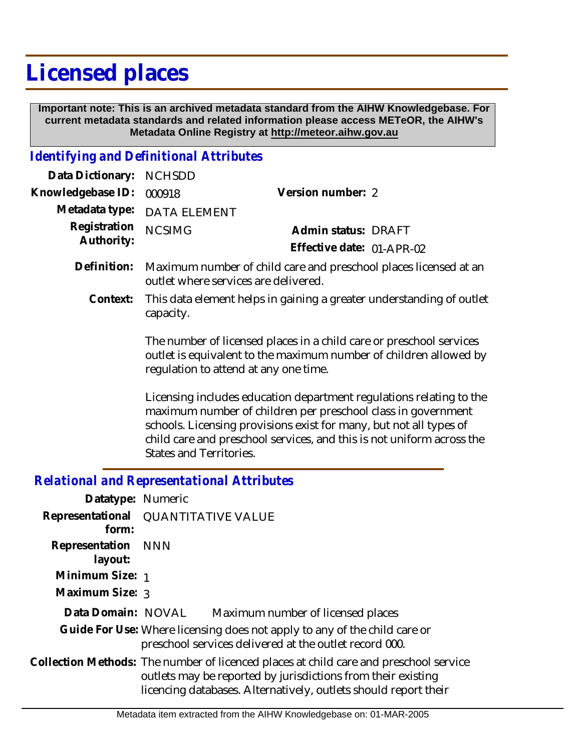# Licensed places

**Important note: This is an archived metadata standard from the AIHW Knowledgebase. For current metadata standards and related information please access METeOR, the AIHW's Metadata Online Registry at http://meteor.aihw.gov.au**

## Identifying and Definitional Attributes

**Data Dictionary:** NCHSDD

**Knowledgebase ID:** 000918

**Version number:** 2

**Metadata type:** DATA ELEMENT

**Registration Authority:** NCSIMG

**Admin status:** DRAFT

**Effective date:** 01-APR-02

**Definition:** Maximum number of child care and preschool places licensed at an outlet where services are delivered.

**Context:** This data element helps in gaining a greater understanding of outlet capacity.

The number of licensed places in a child care or preschool services outlet is equivalent to the maximum number of children allowed by regulation to attend at any one time.

Licensing includes education department regulations relating to the maximum number of children per preschool class in government schools. Licensing provisions exist for many, but not all types of child care and preschool services, and this is not uniform across the States and Territories.

## Relational and Representational Attributes

**Datatype:** Numeric

**Representational form:** QUANTITATIVE VALUE

**Representation layout:** NNN

**Minimum Size:** 1

**Maximum Size:** 3

**Data Domain:** NOVAL Maximum number of licensed places

**Guide For Use:** Where licensing does not apply to any of the child care or preschool services delivered at the outlet record 000.

**Collection Methods:** The number of licenced places at child care and preschool service outlets may be reported by jurisdictions from their existing licencing databases. Alternatively, outlets should report their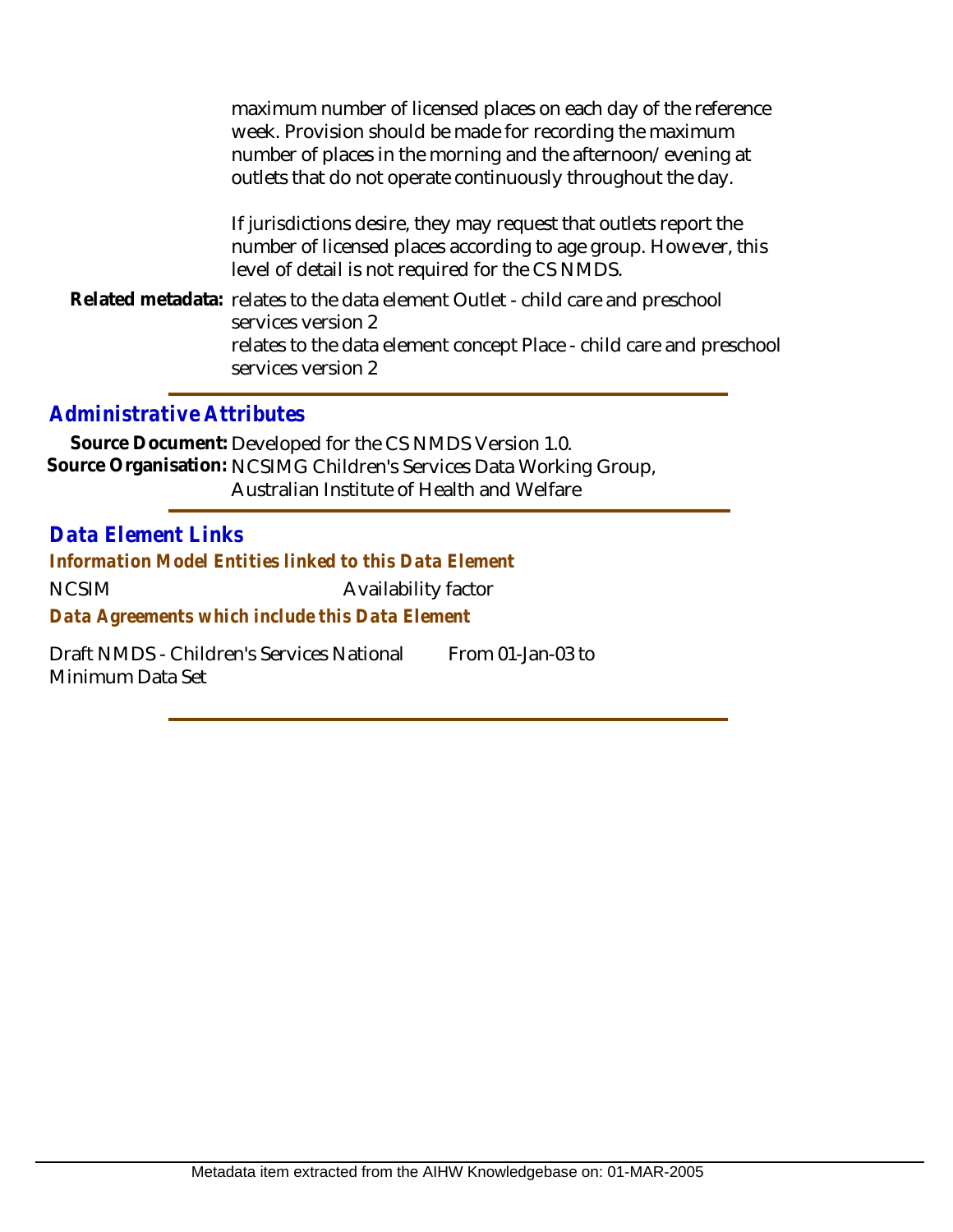maximum number of licensed places on each day of the reference week. Provision should be made for recording the maximum number of places in the morning and the afternoon/evening at outlets that do not operate continuously throughout the day.

If jurisdictions desire, they may request that outlets report the number of licensed places according to age group. However, this level of detail is not required for the CS NMDS.

**Related metadata:** relates to the data element Outlet - child care and preschool services version 2
relates to the data element concept Place - child care and preschool services version 2

## Administrative Attributes

**Source Document:** Developed for the CS NMDS Version 1.0.

**Source Organisation:** NCSIMG Children's Services Data Working Group, Australian Institute of Health and Welfare

## Data Element Links

### Information Model Entities linked to this Data Element

| | |
|---|---|
| NCSIM | Availability factor |

### Data Agreements which include this Data Element

| | |
|---|---|
| Draft NMDS - Children's Services National Minimum Data Set | From 01-Jan-03 to |